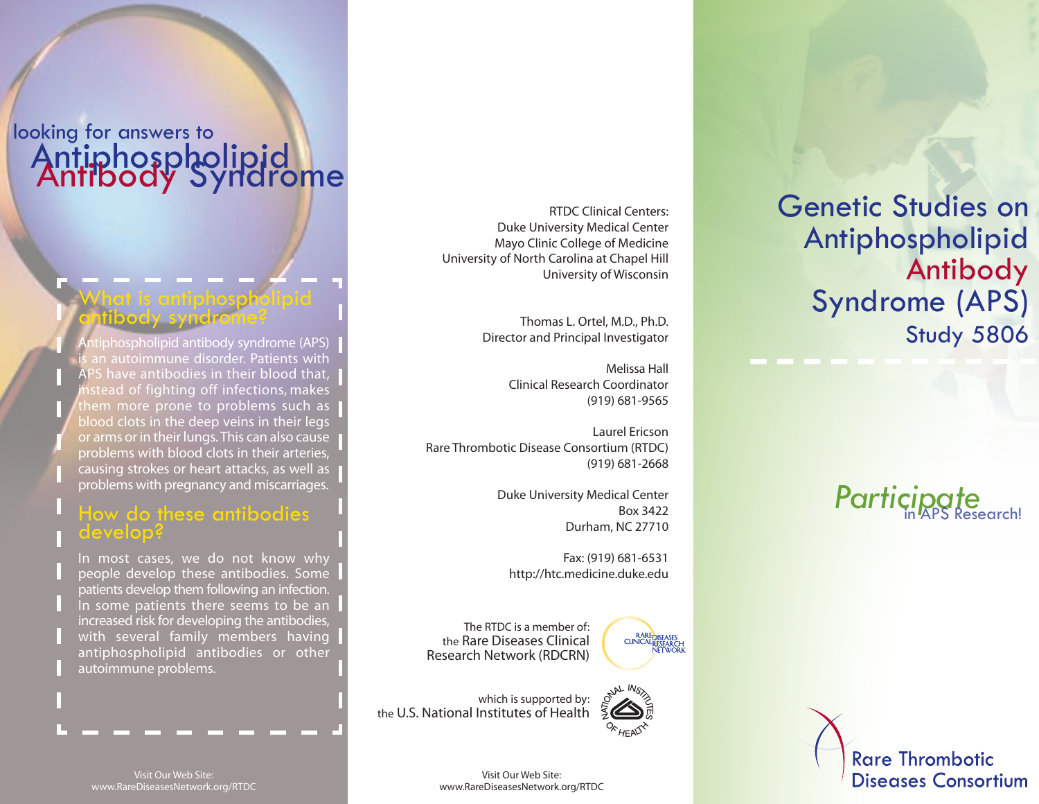looking for answers to

# Antiphospholipid Antibody Syndrome

## What is antiphospholipid antibody syndrome?

Antiphospholipid antibody syndrome (APS) is an autoimmune disorder. Patients with APS have antibodies in their blood that, instead of fighting off infections, makes them more prone to problems such as blood clots in the deep veins in their legs or arms or in their lungs. This can also cause problems with blood clots in their arteries, causing strokes or heart attacks, as well as problems with pregnancy and miscarriages.

## How do these antibodies develop?

In most cases, we do not know why people develop these antibodies. Some patients develop them following an infection. In some patients there seems to be an increased risk for developing the antibodies, with several family members having antiphospholipid antibodies or other autoimmune problems.

Visit Our Web Site:
www.RareDiseasesNetwork.org/RTDC

RTDC Clinical Centers:
Duke University Medical Center
Mayo Clinic College of Medicine
University of North Carolina at Chapel Hill
University of Wisconsin

Thomas L. Ortel, M.D., Ph.D.
Director and Principal Investigator

Melissa Hall
Clinical Research Coordinator
(919) 681-9565

Laurel Ericson
Rare Thrombotic Disease Consortium (RTDC)
(919) 681-2668

Duke University Medical Center
Box 3422
Durham, NC 27710

Fax: (919) 681-6531
http://htc.medicine.duke.edu

The RTDC is a member of:
the Rare Diseases Clinical Research Network (RDCRN)

Rare Diseases Clinical Research Network

which is supported by:
the U.S. National Institutes of Health

National Institutes of Health

Visit Our Web Site:
www.RareDiseasesNetwork.org/RTDC

# Genetic Studies on Antiphospholipid Antibody Syndrome (APS)

## Study 5806

*Participate* in APS Research!

Rare Thrombotic Diseases Consortium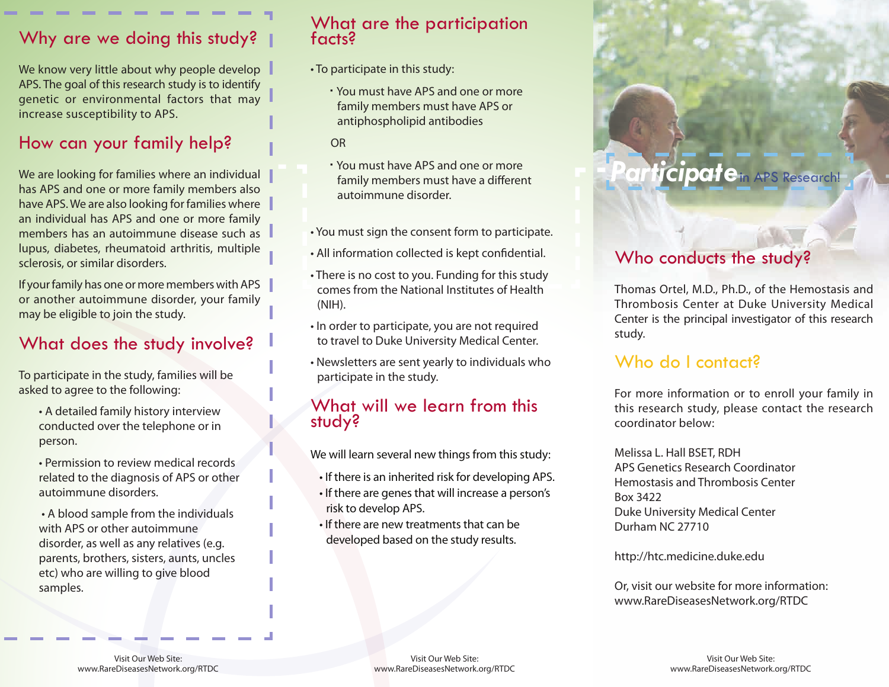## Why are we doing this study?

We know very little about why people develop APS. The goal of this research study is to identify genetic or environmental factors that may increase susceptibility to APS.

## How can your family help?

We are looking for families where an individual has APS and one or more family members also have APS. We are also looking for families where an individual has APS and one or more family members has an autoimmune disease such as lupus, diabetes, rheumatoid arthritis, multiple sclerosis, or similar disorders.

If your family has one or more members with APS or another autoimmune disorder, your family may be eligible to join the study.

## What does the study involve?

To participate in the study, families will be asked to agree to the following:

- A detailed family history interview conducted over the telephone or in person.
- Permission to review medical records related to the diagnosis of APS or other autoimmune disorders.
- A blood sample from the individuals with APS or other autoimmune disorder, as well as any relatives (e.g. parents, brothers, sisters, aunts, uncles etc) who are willing to give blood samples.

## What are the participation facts?

- To participate in this study:
  - You must have APS and one or more family members must have APS or antiphospholipid antibodies

  OR

  - You must have APS and one or more family members must have a different autoimmune disorder.
- You must sign the consent form to participate.
- All information collected is kept confidential.
- There is no cost to you. Funding for this study comes from the National Institutes of Health (NIH).
- In order to participate, you are not required to travel to Duke University Medical Center.
- Newsletters are sent yearly to individuals who participate in the study.

## What will we learn from this study?

We will learn several new things from this study:

- If there is an inherited risk for developing APS.
- If there are genes that will increase a person's risk to develop APS.
- If there are new treatments that can be developed based on the study results.

**Participate** in APS Research!

## Who conducts the study?

Thomas Ortel, M.D., Ph.D., of the Hemostasis and Thrombosis Center at Duke University Medical Center is the principal investigator of this research study.

## Who do I contact?

For more information or to enroll your family in this research study, please contact the research coordinator below:

Melissa L. Hall BSET, RDH
APS Genetics Research Coordinator
Hemostasis and Thrombosis Center
Box 3422
Duke University Medical Center
Durham NC 27710

http://htc.medicine.duke.edu

Or, visit our website for more information:
www.RareDiseasesNetwork.org/RTDC